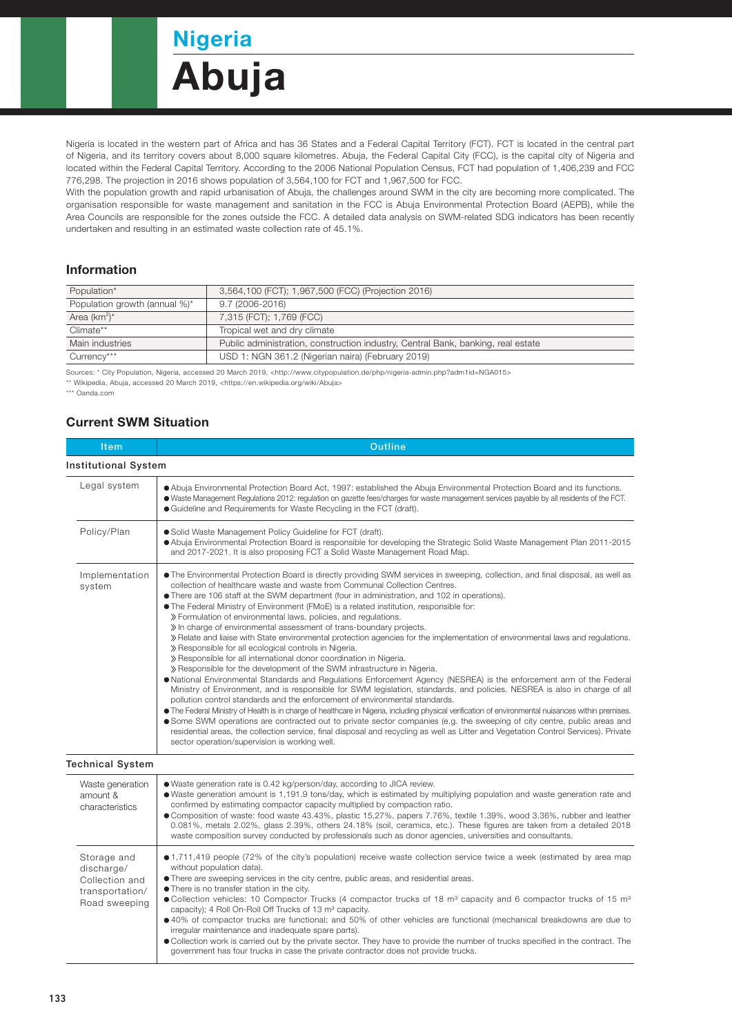# Nigeria

# Abuja

Nigeria is located in the western part of Africa and has 36 States and a Federal Capital Territory (FCT). FCT is located in the central part of Nigeria, and its territory covers about 8,000 square kilometres. Abuja, the Federal Capital City (FCC), is the capital city of Nigeria and located within the Federal Capital Territory. According to the 2006 National Population Census, FCT had population of 1,406,239 and FCC 776,298. The projection in 2016 shows population of 3,564,100 for FCT and 1,967,500 for FCC.

With the population growth and rapid urbanisation of Abuja, the challenges around SWM in the city are becoming more complicated. The organisation responsible for waste management and sanitation in the FCC is Abuja Environmental Protection Board (AEPB), while the Area Councils are responsible for the zones outside the FCC. A detailed data analysis on SWM-related SDG indicators has been recently undertaken and resulting in an estimated waste collection rate of 45.1%.

## Information

| | |
|---|---|
| Population* | 3,564,100 (FCT); 1,967,500 (FCC) (Projection 2016) |
| Population growth (annual %)* | 9.7 (2006-2016) |
| Area (km$^2$)* | 7,315 (FCT); 1,769 (FCC) |
| Climate** | Tropical wet and dry climate |
| Main industries | Public administration, construction industry, Central Bank, banking, real estate |
| Currency*** | USD 1: NGN 361.2 (Nigerian naira) (February 2019) |

Sources: * City Population, Nigeria, accessed 20 March 2019, <http://www.citypopulation.de/php/nigeria-admin.php?adm1id=NGA015>
** Wikipedia, Abuja, accessed 20 March 2019, <https://en.wikipedia.org/wiki/Abuja>
*** Oanda.com

## Current SWM Situation

| Item | Outline |
|---|---|
| **Institutional System** | |
| Legal system | ● Abuja Environmental Protection Board Act, 1997: established the Abuja Environmental Protection Board and its functions.<br>● Waste Management Regulations 2012: regulation on gazette fees/charges for waste management services payable by all residents of the FCT.<br>● Guideline and Requirements for Waste Recycling in the FCT (draft). |
| Policy/Plan | ● Solid Waste Management Policy Guideline for FCT (draft).<br>● Abuja Environmental Protection Board is responsible for developing the Strategic Solid Waste Management Plan 2011-2015 and 2017-2021. It is also proposing FCT a Solid Waste Management Road Map. |
| Implementation system | ● The Environmental Protection Board is directly providing SWM services in sweeping, collection, and final disposal, as well as collection of healthcare waste and waste from Communal Collection Centres.<br>● There are 106 staff at the SWM department (four in administration, and 102 in operations).<br>● The Federal Ministry of Environment (FMoE) is a related institution, responsible for:<br>» Formulation of environmental laws, policies, and regulations.<br>» In charge of environmental assessment of trans-boundary projects.<br>» Relate and liaise with State environmental protection agencies for the implementation of environmental laws and regulations.<br>» Responsible for all ecological controls in Nigeria.<br>» Responsible for all international donor coordination in Nigeria.<br>» Responsible for the development of the SWM infrastructure in Nigeria.<br>● National Environmental Standards and Regulations Enforcement Agency (NESREA) is the enforcement arm of the Federal Ministry of Environment, and is responsible for SWM legislation, standards, and policies. NESREA is also in charge of all pollution control standards and the enforcement of environmental standards.<br>● The Federal Ministry of Health is in charge of healthcare in Nigeria, including physical verification of environmental nuisances within premises.<br>● Some SWM operations are contracted out to private sector companies (e.g. the sweeping of city centre, public areas and residential areas, the collection service, final disposal and recycling as well as Litter and Vegetation Control Services). Private sector operation/supervision is working well. |
| **Technical System** | |
| Waste generation amount & characteristics | ● Waste generation rate is 0.42 kg/person/day, according to JICA review.<br>● Waste generation amount is 1,191.9 tons/day, which is estimated by multiplying population and waste generation rate and confirmed by estimating compactor capacity multiplied by compaction ratio.<br>● Composition of waste: food waste 43.43%, plastic 15.27%, papers 7.76%, textile 1.39%, wood 3.36%, rubber and leather 0.081%, metals 2.02%, glass 2.39%, others 24.18% (soil, ceramics, etc.). These figures are taken from a detailed 2018 waste composition survey conducted by professionals such as donor agencies, universities and consultants. |
| Storage and discharge/ Collection and transportation/ Road sweeping | ● 1,711,419 people (72% of the city's population) receive waste collection service twice a week (estimated by area map without population data).<br>● There are sweeping services in the city centre, public areas, and residential areas.<br>● There is no transfer station in the city.<br>● Collection vehicles: 10 Compactor Trucks (4 compactor trucks of 18 m³ capacity and 6 compactor trucks of 15 m³ capacity); 4 Roll On-Roll Off Trucks of 13 m³ capacity.<br>● 40% of compactor trucks are functional; and 50% of other vehicles are functional (mechanical breakdowns are due to irregular maintenance and inadequate spare parts).<br>● Collection work is carried out by the private sector. They have to provide the number of trucks specified in the contract. The government has four trucks in case the private contractor does not provide trucks. |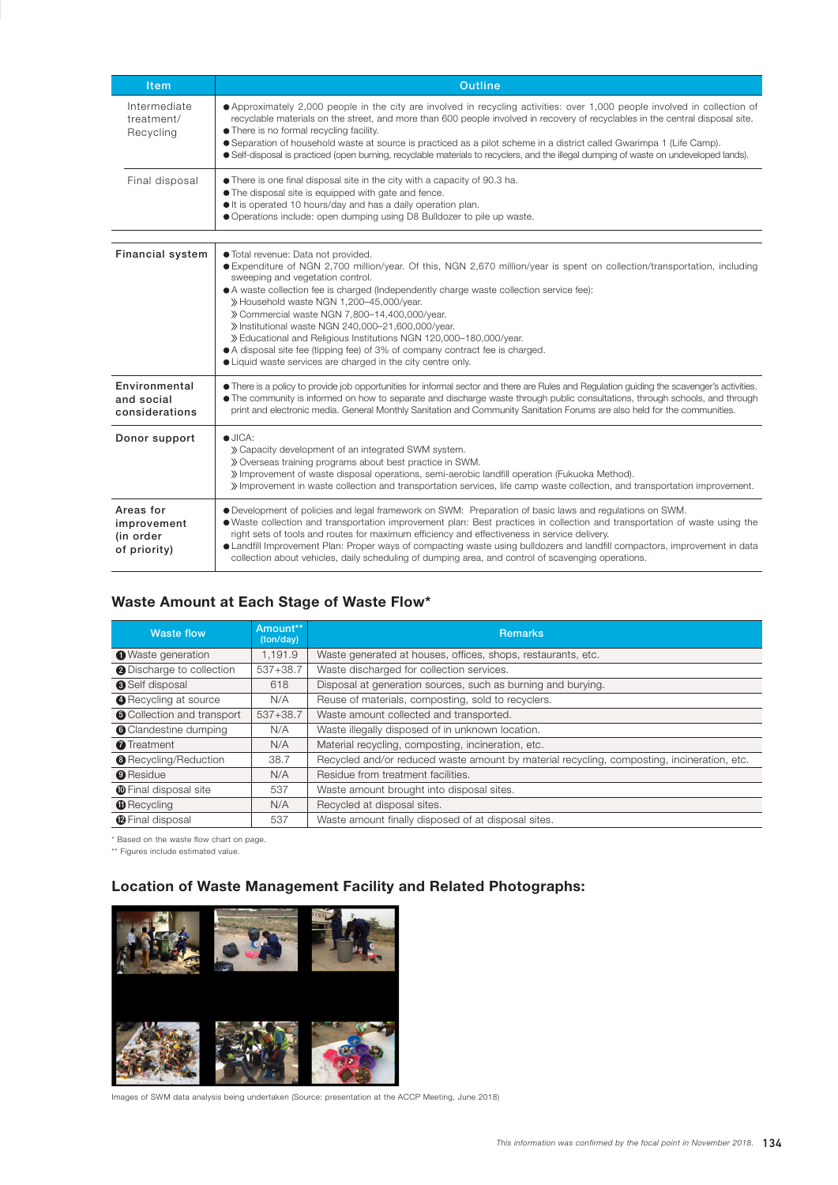| Item | Outline |
|---|---|
| Intermediate treatment/ Recycling | ● Approximately 2,000 people in the city are involved in recycling activities: over 1,000 people involved in collection of recyclable materials on the street, and more than 600 people involved in recovery of recyclables in the central disposal site.<br>● There is no formal recycling facility.<br>● Separation of household waste at source is practiced as a pilot scheme in a district called Gwarimpa 1 (Life Camp).<br>● Self-disposal is practiced (open burning, recyclable materials to recyclers, and the illegal dumping of waste on undeveloped lands). |
| Final disposal | ● There is one final disposal site in the city with a capacity of 90.3 ha.<br>● The disposal site is equipped with gate and fence.<br>● It is operated 10 hours/day and has a daily operation plan.<br>● Operations include: open dumping using D8 Bulldozer to pile up waste. |
| Financial system | ● Total revenue: Data not provided.<br>● Expenditure of NGN 2,700 million/year. Of this, NGN 2,670 million/year is spent on collection/transportation, including sweeping and vegetation control.<br>● A waste collection fee is charged (Independently charge waste collection service fee):<br>》Household waste NGN 1,200–45,000/year.<br>》Commercial waste NGN 7,800–14,400,000/year.<br>》Institutional waste NGN 240,000–21,600,000/year.<br>》Educational and Religious Institutions NGN 120,000–180,000/year.<br>● A disposal site fee (tipping fee) of 3% of company contract fee is charged.<br>● Liquid waste services are charged in the city centre only. |
| Environmental and social considerations | ● There is a policy to provide job opportunities for informal sector and there are Rules and Regulation guiding the scavenger's activities.<br>● The community is informed on how to separate and discharge waste through public consultations, through schools, and through print and electronic media. General Monthly Sanitation and Community Sanitation Forums are also held for the communities. |
| Donor support | ● JICA:<br>》Capacity development of an integrated SWM system.<br>》Overseas training programs about best practice in SWM.<br>》Improvement of waste disposal operations, semi-aerobic landfill operation (Fukuoka Method).<br>》Improvement in waste collection and transportation services, life camp waste collection, and transportation improvement. |
| Areas for improvement (in order of priority) | ● Development of policies and legal framework on SWM: Preparation of basic laws and regulations on SWM.<br>● Waste collection and transportation improvement plan: Best practices in collection and transportation of waste using the right sets of tools and routes for maximum efficiency and effectiveness in service delivery.<br>● Landfill Improvement Plan: Proper ways of compacting waste using bulldozers and landfill compactors, improvement in data collection about vehicles, daily scheduling of dumping area, and control of scavenging operations. |

## Waste Amount at Each Stage of Waste Flow*

| Waste flow | Amount** (ton/day) | Remarks |
|---|---|---|
| ❶ Waste generation | 1,191.9 | Waste generated at houses, offices, shops, restaurants, etc. |
| ❷ Discharge to collection | 537+38.7 | Waste discharged for collection services. |
| ❸ Self disposal | 618 | Disposal at generation sources, such as burning and burying. |
| ❹ Recycling at source | N/A | Reuse of materials, composting, sold to recyclers. |
| ❺ Collection and transport | 537+38.7 | Waste amount collected and transported. |
| ❻ Clandestine dumping | N/A | Waste illegally disposed of in unknown location. |
| ❼ Treatment | N/A | Material recycling, composting, incineration, etc. |
| ❽ Recycling/Reduction | 38.7 | Recycled and/or reduced waste amount by material recycling, composting, incineration, etc. |
| ❾ Residue | N/A | Residue from treatment facilities. |
| ❿ Final disposal site | 537 | Waste amount brought into disposal sites. |
| ⓫ Recycling | N/A | Recycled at disposal sites. |
| ⓬ Final disposal | 537 | Waste amount finally disposed of at disposal sites. |

* Based on the waste flow chart on page.

** Figures include estimated value.

## Location of Waste Management Facility and Related Photographs:

Images of SWM data analysis being undertaken (Source: presentation at the ACCP Meeting, June 2018)

*This information was confirmed by the focal point in November 2018.*